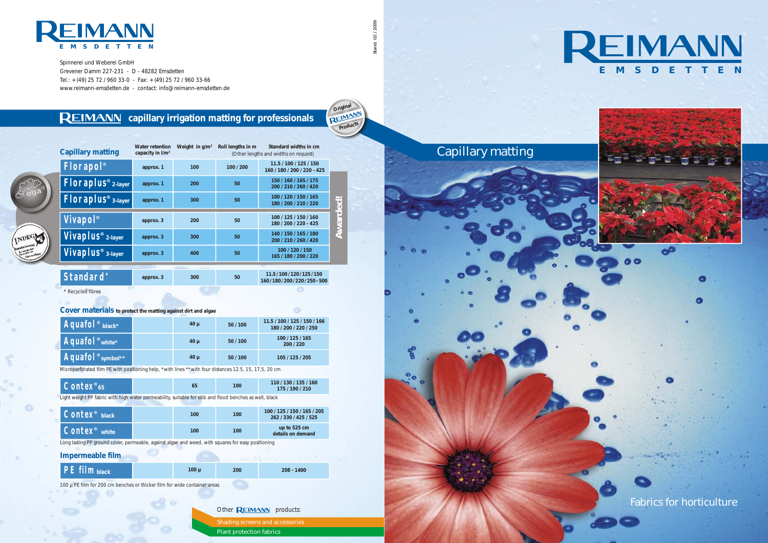# REIMANN
EMSDETTEN

Spinnerei und Weberei GmbH
Grevener Damm 227-231 - D - 48282 Emsdetten
Tel.: +(49) 25 72 / 960 33-0 - Fax: +(49) 25 72 / 960 33-66
www.reimann-emsdetten.de - contact: info@reimann-emsdetten.de

Stand: 02 / 2009

## REIMANN capillary irrigation matting for professionals

Original REIMANN Products

| Capillary matting | Water retention capacity in l/m² | Weight in g/m² | Roll lengths in m | Standard widths in cm (Other lengths and widths on request) |
|---|---|---|---|---|
| Florapol® | approx. 1 | 100 | 100 / 200 | 11.5 / 100 / 125 / 150<br>160 / 180 / 200 / 220 - 425 |
| Floraplus® 2-layer | approx. 1 | 200 | 50 | 150 / 160 / 165 / 175<br>200 / 210 / 260 / 420 |
| Floraplus® 3-layer | approx. 1 | 300 | 50 | 100 / 120 / 150 / 165<br>180 / 200 / 210 / 220 |
| Vivapol® | approx. 3 | 200 | 50 | 100 / 125 / 150 / 160<br>180 / 200 / 220 - 425 |
| Vivaplus® 2-layer | approx. 3 | 300 | 50 | 140 / 150 / 165 / 180<br>200 / 210 / 260 / 420 |
| Vivaplus® 3-layer | approx. 3 | 400 | 50 | 100 / 120 / 150<br>165 / 180 / 200 / 220 |
| Standard* | approx. 3 | 300 | 50 | 11.5 / 100 / 120 / 125 / 150<br>160 / 180 / 200 / 220 / 250 - 500 |

Awarded!

\* Recycled fibres

### Cover materials to protect the matting against dirt and algae

| Product | | Weight | Roll lengths in m | Standard widths in cm |
|---|---|---|---|---|
| Aquafol® black* | | 40 µ | 50 / 100 | 11.5 / 100 / 125 / 150 / 166<br>180 / 200 / 220 / 250 |
| Aquafol® white* | | 40 µ | 50 / 100 | 100 / 125 / 165<br>200 / 220 |
| Aquafol® symbol** | | 40 µ | 50 / 100 | 105 / 125 / 205 |

Microperforated film PE with positioning help, \*with lines \*\*with four distances 12.5, 15, 17.5, 20 cm

| Product | | Weight | Roll lengths in m | Standard widths in cm |
|---|---|---|---|---|
| Contex® 65 | | 65 | 100 | 110 / 130 / 135 / 160<br>175 / 190 / 210 |

Light weight PP fabric with high water permeability, suitable for ebb and flood benches as well, black

| Product | | Weight | Roll lengths in m | Standard widths in cm |
|---|---|---|---|---|
| Contex® black | | 100 | 100 | 100 / 125 / 150 / 165 / 205<br>262 / 330 / 425 / 525 |
| Contex® white | | 100 | 100 | up to 525 cm<br>details on demand |

Long lasting PP ground cover, permeable, against algae and weed, with squares for easy positioning

### Impermeable film

| Product | | Weight | Roll lengths in m | Standard widths in cm |
|---|---|---|---|---|
| PE film black | | 100 µ | 200 | 208 - 1400 |

100 µ PE film for 200 cm benches or thicker film for wide container areas

Other REIMANN products:
- Shading screens and accessories
- Plant protection fabrics

# REIMANN
EMSDETTEN

## Capillary matting

Fabrics for horticulture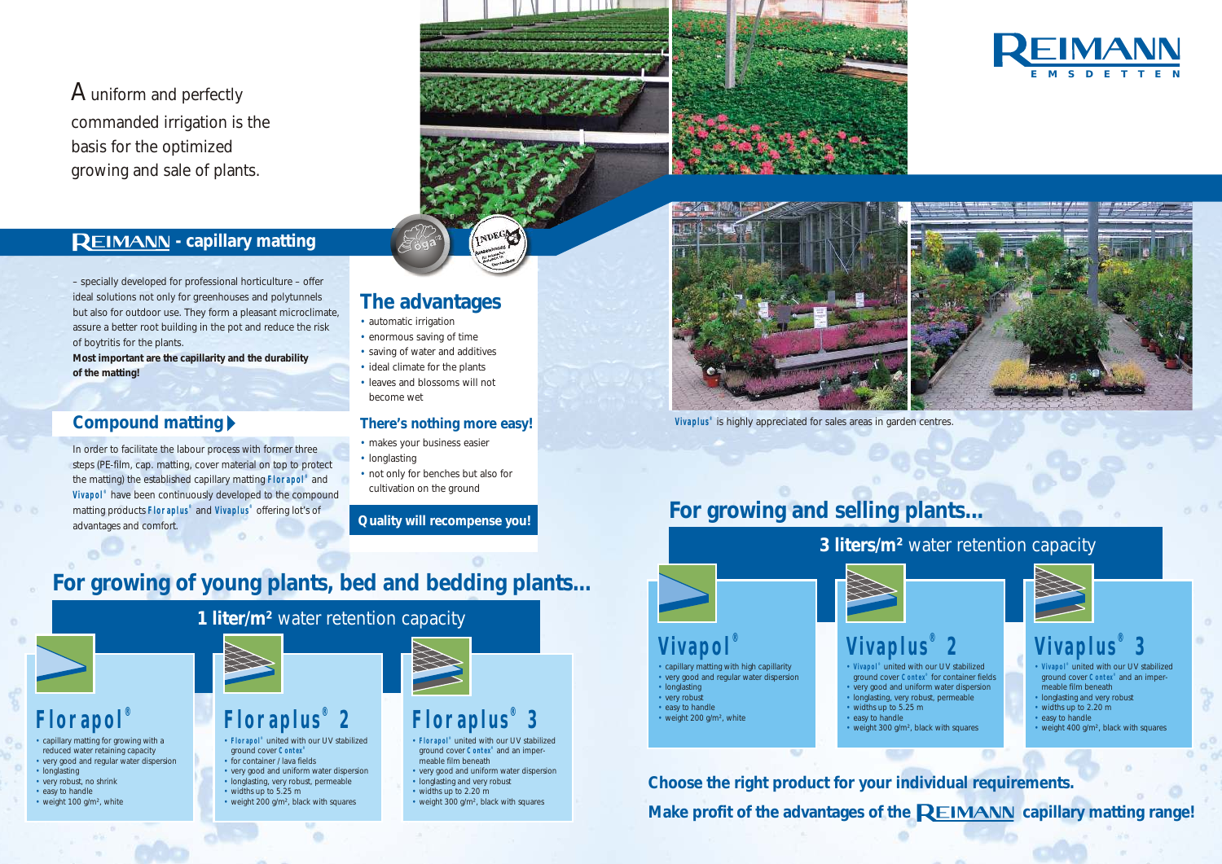# REIMANN
EMSDETTEN

A uniform and perfectly commanded irrigation is the basis for the optimized growing and sale of plants.

## REIMANN - capillary matting

– specially developed for professional horticulture – offer ideal solutions not only for greenhouses and polytunnels but also for outdoor use. They form a pleasant microclimate, assure a better root building in the pot and reduce the risk of boytritis for the plants.

**Most important are the capillarity and the durability of the matting!**

## Compound matting

In order to facilitate the labour process with former three steps (PE-film, cap. matting, cover material on top to protect the matting) the established capillary matting **Florapol®** and **Vivapol®** have been continuously developed to the compound matting products **Floraplus®** and **Vivaplus®** offering lot's of advantages and comfort.

## The advantages

- automatic irrigation
- enormous saving of time
- saving of water and additives
- ideal climate for the plants
- leaves and blossoms will not become wet

## There's nothing more easy!

- makes your business easier
- longlasting
- not only for benches but also for cultivation on the ground

**Quality will recompense you!**

**Vivaplus®** is highly appreciated for sales areas in garden centres.

## For growing of young plants, bed and bedding plants...

**1 liter/m²** water retention capacity

### Florapol®

- capillary matting for growing with a reduced water retaining capacity
- very good and regular water dispersion
- longlasting
- very robust, no shrink
- easy to handle
- weight 100 g/m², white

### Floraplus® 2

- **Florapol®** united with our UV stabilized ground cover **Contex®**
- for container / lava fields
- very good and uniform water dispersion
- longlasting, very robust, permeable
- widths up to 5.25 m
- weight 200 g/m², black with squares

### Floraplus® 3

- **Florapol®** united with our UV stabilized ground cover **Contex®** and an impermeable film beneath
- very good and uniform water dispersion
- longlasting and very robust
- widths up to 2.20 m
- weight 300 g/m², black with squares

## For growing and selling plants...

**3 liters/m²** water retention capacity

### Vivapol®

- capillary matting with high capillarity
- very good and regular water dispersion
- longlasting
- very robust
- easy to handle
- weight 200 g/m², white

### Vivaplus® 2

- **Vivapol®** united with our UV stabilized ground cover **Contex®** for container fields
- very good and uniform water dispersion
- longlasting, very robust, permeable
- widths up to 5.25 m
- easy to handle
- weight 300 g/m², black with squares

### Vivaplus® 3

- **Vivapol®** united with our UV stabilized ground cover **Contex®** and an impermeable film beneath
- longlasting and very robust
- widths up to 2.20 m
- easy to handle
- weight 400 g/m², black with squares

**Choose the right product for your individual requirements.**

**Make profit of the advantages of the REIMANN capillary matting range!**